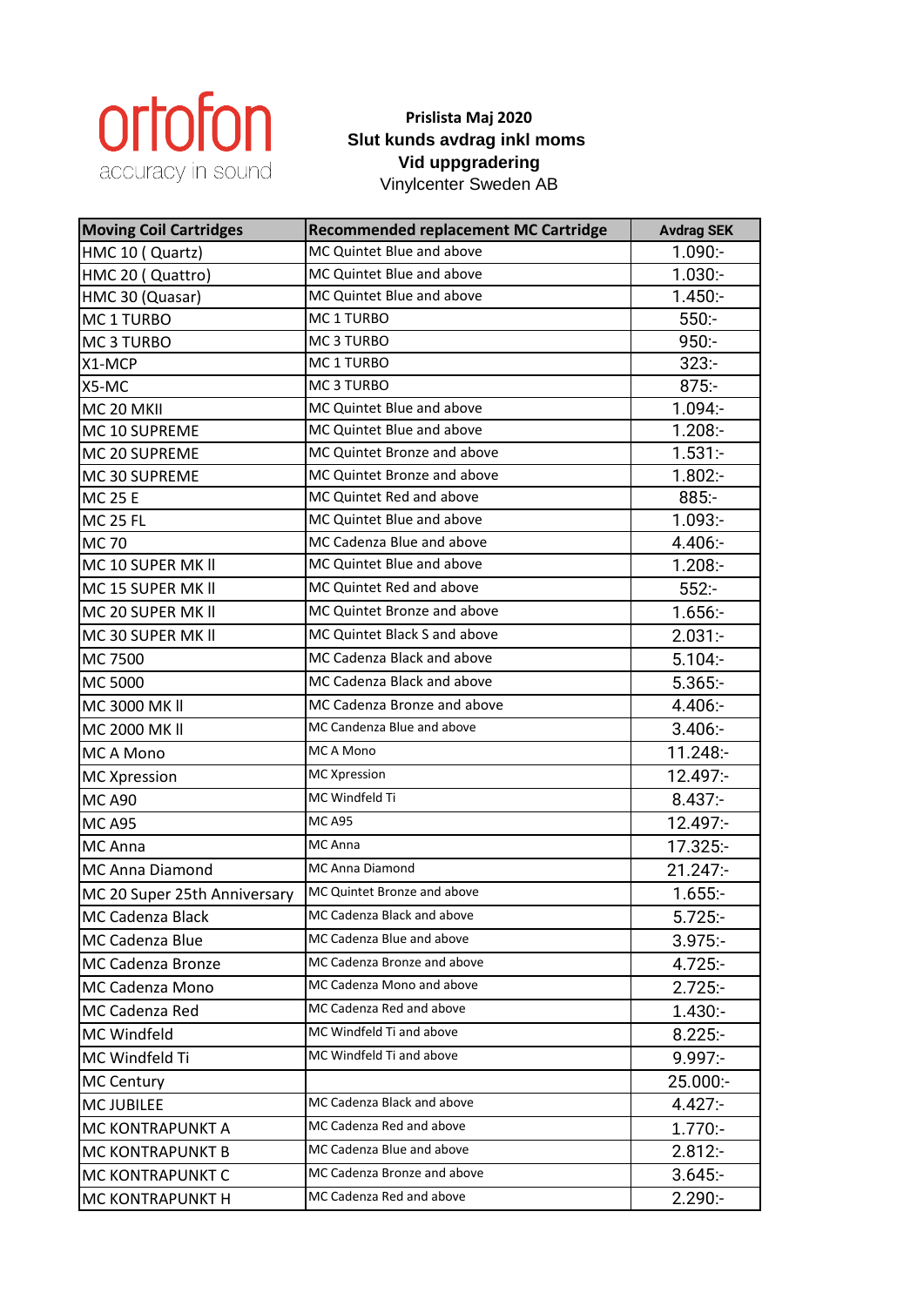ortofon
accuracy in sound

**Prislista Maj 2020**
**Slut kunds avdrag inkl moms**
**Vid uppgradering**
Vinylcenter Sweden AB

| Moving Coil Cartridges | Recommended replacement MC Cartridge | Avdrag SEK |
|---|---|---|
| HMC 10 ( Quartz) | MC Quintet Blue and above | 1.090:- |
| HMC 20 ( Quattro) | MC Quintet Blue and above | 1.030:- |
| HMC 30 (Quasar) | MC Quintet Blue and above | 1.450:- |
| MC 1 TURBO | MC 1 TURBO | 550:- |
| MC 3 TURBO | MC 3 TURBO | 950:- |
| X1-MCP | MC 1 TURBO | 323:- |
| X5-MC | MC 3 TURBO | 875:- |
| MC 20 MKII | MC Quintet Blue and above | 1.094:- |
| MC 10 SUPREME | MC Quintet Blue and above | 1.208:- |
| MC 20 SUPREME | MC Quintet Bronze and above | 1.531:- |
| MC 30 SUPREME | MC Quintet Bronze and above | 1.802:- |
| MC 25 E | MC Quintet Red and above | 885:- |
| MC 25 FL | MC Quintet Blue and above | 1.093:- |
| MC 70 | MC Cadenza Blue and above | 4.406:- |
| MC 10 SUPER MK ll | MC Quintet Blue and above | 1.208:- |
| MC 15 SUPER MK ll | MC Quintet Red and above | 552:- |
| MC 20 SUPER MK ll | MC Quintet Bronze and above | 1.656:- |
| MC 30 SUPER MK ll | MC Quintet Black S and above | 2.031:- |
| MC 7500 | MC Cadenza Black and above | 5.104:- |
| MC 5000 | MC Cadenza Black and above | 5.365:- |
| MC 3000 MK ll | MC Cadenza Bronze and above | 4.406:- |
| MC 2000 MK ll | MC Candenza Blue and above | 3.406:- |
| MC A Mono | MC A Mono | 11.248:- |
| MC Xpression | MC Xpression | 12.497:- |
| MC A90 | MC Windfeld Ti | 8.437:- |
| MC A95 | MC A95 | 12.497:- |
| MC Anna | MC Anna | 17.325:- |
| MC Anna Diamond | MC Anna Diamond | 21.247:- |
| MC 20 Super 25th Anniversary | MC Quintet Bronze and above | 1.655:- |
| MC Cadenza Black | MC Cadenza Black and above | 5.725:- |
| MC Cadenza Blue | MC Cadenza Blue and above | 3.975:- |
| MC Cadenza Bronze | MC Cadenza Bronze and above | 4.725:- |
| MC Cadenza Mono | MC Cadenza Mono and above | 2.725:- |
| MC Cadenza Red | MC Cadenza Red and above | 1.430:- |
| MC Windfeld | MC Windfeld Ti and above | 8.225:- |
| MC Windfeld Ti | MC Windfeld Ti and above | 9.997:- |
| MC Century | | 25.000:- |
| MC JUBILEE | MC Cadenza Black and above | 4.427:- |
| MC KONTRAPUNKT A | MC Cadenza Red and above | 1.770:- |
| MC KONTRAPUNKT B | MC Cadenza Blue and above | 2.812:- |
| MC KONTRAPUNKT C | MC Cadenza Bronze and above | 3.645:- |
| MC KONTRAPUNKT H | MC Cadenza Red and above | 2.290:- |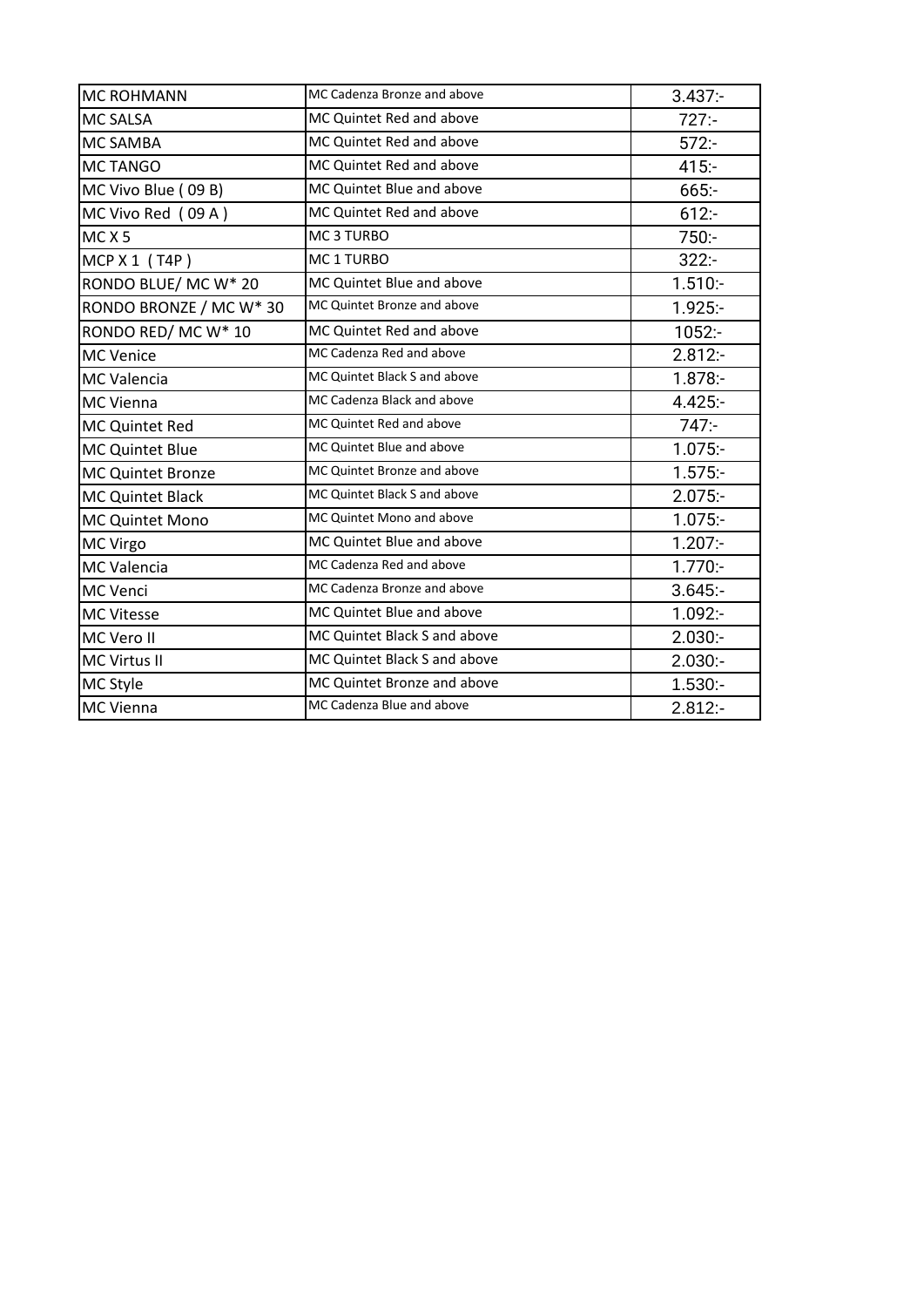| | | |
|---|---|---|
| MC ROHMANN | MC Cadenza Bronze and above | 3.437:- |
| MC SALSA | MC Quintet Red and above | 727:- |
| MC SAMBA | MC Quintet Red and above | 572:- |
| MC TANGO | MC Quintet Red and above | 415:- |
| MC Vivo Blue ( 09 B) | MC Quintet Blue and above | 665:- |
| MC Vivo Red ( 09 A ) | MC Quintet Red and above | 612:- |
| MC X 5 | MC 3 TURBO | 750:- |
| MCP X 1 ( T4P ) | MC 1 TURBO | 322:- |
| RONDO BLUE/ MC W* 20 | MC Quintet Blue and above | 1.510:- |
| RONDO BRONZE / MC W* 30 | MC Quintet Bronze and above | 1.925:- |
| RONDO RED/ MC W* 10 | MC Quintet Red and above | 1052:- |
| MC Venice | MC Cadenza Red and above | 2.812:- |
| MC Valencia | MC Quintet Black S and above | 1.878:- |
| MC Vienna | MC Cadenza Black and above | 4.425:- |
| MC Quintet Red | MC Quintet Red and above | 747:- |
| MC Quintet Blue | MC Quintet Blue and above | 1.075:- |
| MC Quintet Bronze | MC Quintet Bronze and above | 1.575:- |
| MC Quintet Black | MC Quintet Black S and above | 2.075:- |
| MC Quintet Mono | MC Quintet Mono and above | 1.075:- |
| MC Virgo | MC Quintet Blue and above | 1.207:- |
| MC Valencia | MC Cadenza Red and above | 1.770:- |
| MC Venci | MC Cadenza Bronze and above | 3.645:- |
| MC Vitesse | MC Quintet Blue and above | 1.092:- |
| MC Vero II | MC Quintet Black S and above | 2.030:- |
| MC Virtus II | MC Quintet Black S and above | 2.030:- |
| MC Style | MC Quintet Bronze and above | 1.530:- |
| MC Vienna | MC Cadenza Blue and above | 2.812:- |